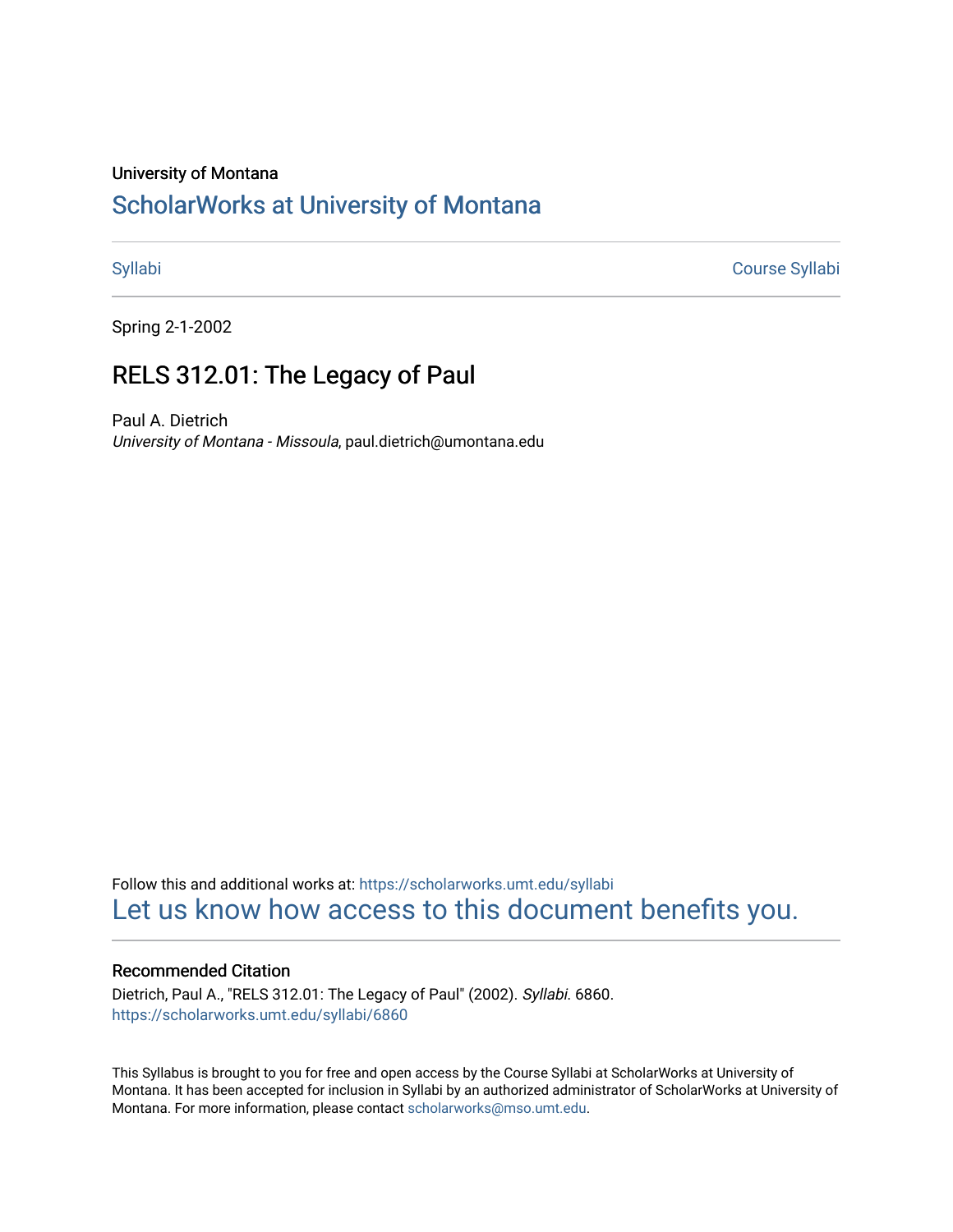University of Montana

# ScholarWorks at University of Montana

Syllabi | Course Syllabi

Spring 2-1-2002

## RELS 312.01: The Legacy of Paul

Paul A. Dietrich
*University of Montana - Missoula*, paul.dietrich@umontana.edu

Follow this and additional works at: https://scholarworks.umt.edu/syllabi

Let us know how access to this document benefits you.

### Recommended Citation

Dietrich, Paul A., "RELS 312.01: The Legacy of Paul" (2002). *Syllabi*. 6860.
https://scholarworks.umt.edu/syllabi/6860

This Syllabus is brought to you for free and open access by the Course Syllabi at ScholarWorks at University of Montana. It has been accepted for inclusion in Syllabi by an authorized administrator of ScholarWorks at University of Montana. For more information, please contact scholarworks@mso.umt.edu.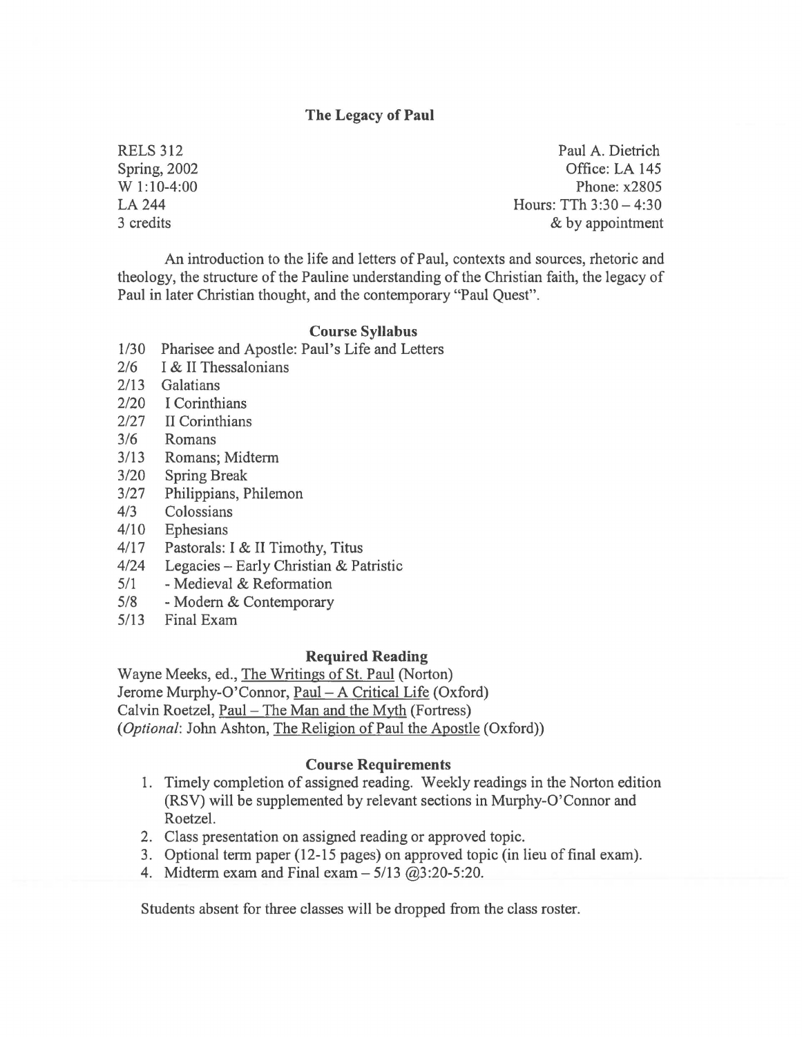## The Legacy of Paul

RELS 312
Spring, 2002
W 1:10-4:00
LA 244
3 credits

Paul A. Dietrich
Office: LA 145
Phone: x2805
Hours: TTh 3:30 – 4:30
& by appointment

An introduction to the life and letters of Paul, contexts and sources, rhetoric and theology, the structure of the Pauline understanding of the Christian faith, the legacy of Paul in later Christian thought, and the contemporary "Paul Quest".

### Course Syllabus

1/30 Pharisee and Apostle: Paul's Life and Letters
2/6 I & II Thessalonians
2/13 Galatians
2/20 I Corinthians
2/27 II Corinthians
3/6 Romans
3/13 Romans; Midterm
3/20 Spring Break
3/27 Philippians, Philemon
4/3 Colossians
4/10 Ephesians
4/17 Pastorals: I & II Timothy, Titus
4/24 Legacies – Early Christian & Patristic
5/1 - Medieval & Reformation
5/8 - Modern & Contemporary
5/13 Final Exam

### Required Reading

Wayne Meeks, ed., The Writings of St. Paul (Norton)
Jerome Murphy-O'Connor, Paul – A Critical Life (Oxford)
Calvin Roetzel, Paul – The Man and the Myth (Fortress)
(*Optional*: John Ashton, The Religion of Paul the Apostle (Oxford))

### Course Requirements

1. Timely completion of assigned reading. Weekly readings in the Norton edition (RSV) will be supplemented by relevant sections in Murphy-O'Connor and Roetzel.
2. Class presentation on assigned reading or approved topic.
3. Optional term paper (12-15 pages) on approved topic (in lieu of final exam).
4. Midterm exam and Final exam – 5/13 @3:20-5:20.

Students absent for three classes will be dropped from the class roster.